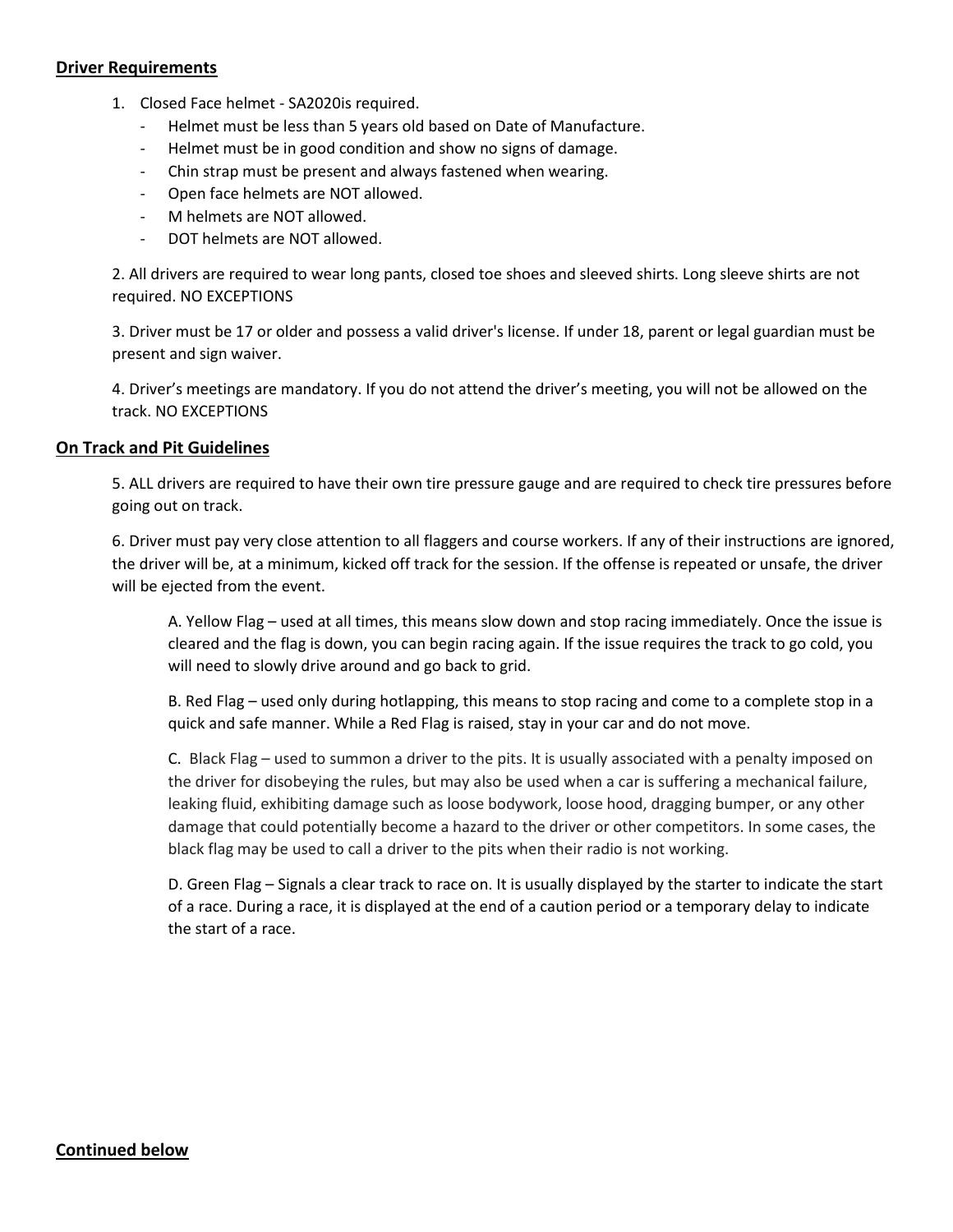**Driver Requirements**

1. Closed Face helmet - SA2020is required.
   - Helmet must be less than 5 years old based on Date of Manufacture.
   - Helmet must be in good condition and show no signs of damage.
   - Chin strap must be present and always fastened when wearing.
   - Open face helmets are NOT allowed.
   - M helmets are NOT allowed.
   - DOT helmets are NOT allowed.

2. All drivers are required to wear long pants, closed toe shoes and sleeved shirts. Long sleeve shirts are not required. NO EXCEPTIONS

3. Driver must be 17 or older and possess a valid driver's license. If under 18, parent or legal guardian must be present and sign waiver.

4. Driver's meetings are mandatory. If you do not attend the driver's meeting, you will not be allowed on the track. NO EXCEPTIONS

**On Track and Pit Guidelines**

5. ALL drivers are required to have their own tire pressure gauge and are required to check tire pressures before going out on track.

6. Driver must pay very close attention to all flaggers and course workers. If any of their instructions are ignored, the driver will be, at a minimum, kicked off track for the session. If the offense is repeated or unsafe, the driver will be ejected from the event.

   A. Yellow Flag – used at all times, this means slow down and stop racing immediately. Once the issue is cleared and the flag is down, you can begin racing again. If the issue requires the track to go cold, you will need to slowly drive around and go back to grid.

   B. Red Flag – used only during hotlapping, this means to stop racing and come to a complete stop in a quick and safe manner. While a Red Flag is raised, stay in your car and do not move.

   C. Black Flag – used to summon a driver to the pits. It is usually associated with a penalty imposed on the driver for disobeying the rules, but may also be used when a car is suffering a mechanical failure, leaking fluid, exhibiting damage such as loose bodywork, loose hood, dragging bumper, or any other damage that could potentially become a hazard to the driver or other competitors. In some cases, the black flag may be used to call a driver to the pits when their radio is not working.

   D. Green Flag – Signals a clear track to race on. It is usually displayed by the starter to indicate the start of a race. During a race, it is displayed at the end of a caution period or a temporary delay to indicate the start of a race.

**Continued below**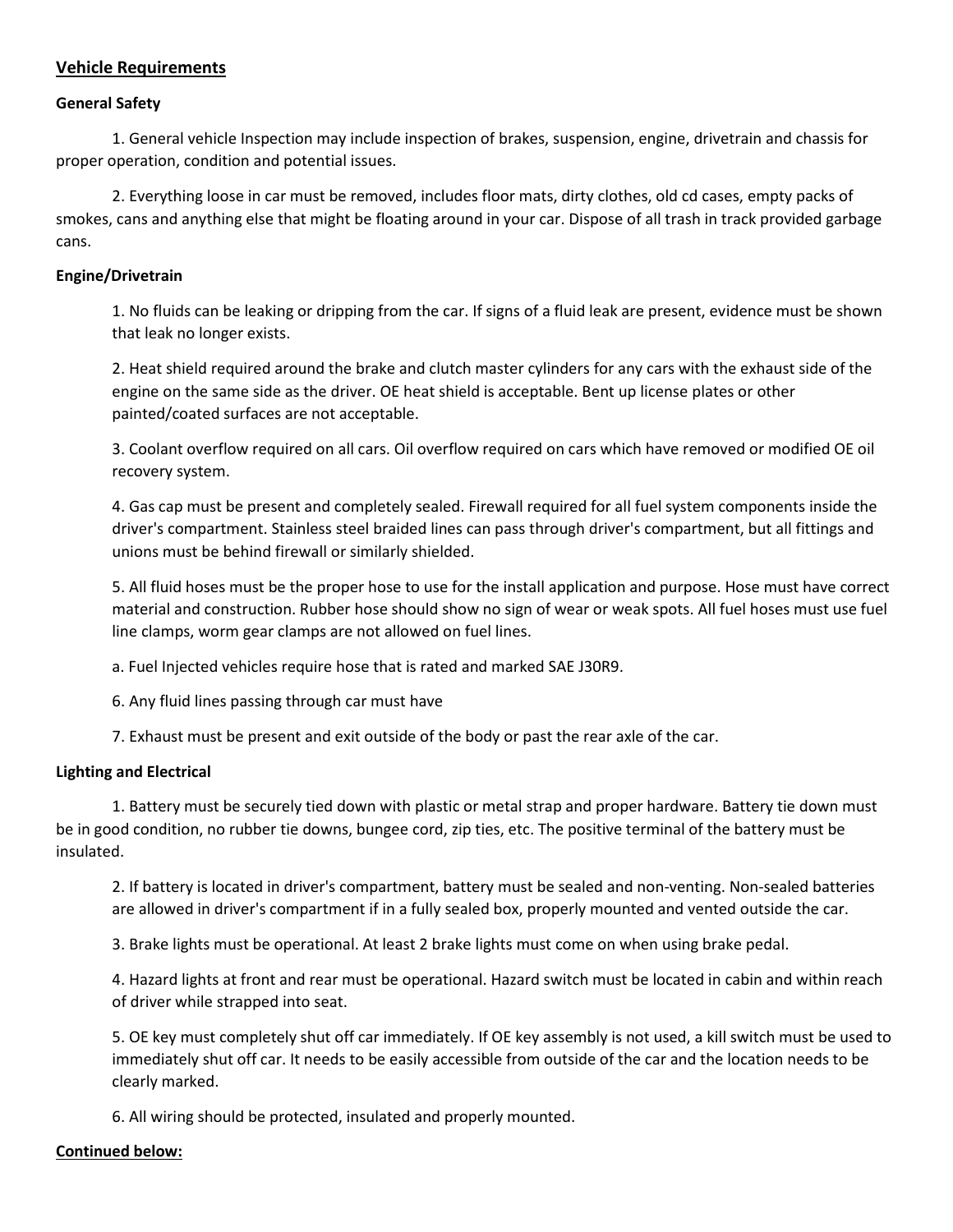## Vehicle Requirements

### General Safety

1. General vehicle Inspection may include inspection of brakes, suspension, engine, drivetrain and chassis for proper operation, condition and potential issues.

2. Everything loose in car must be removed, includes floor mats, dirty clothes, old cd cases, empty packs of smokes, cans and anything else that might be floating around in your car. Dispose of all trash in track provided garbage cans.

### Engine/Drivetrain

1. No fluids can be leaking or dripping from the car. If signs of a fluid leak are present, evidence must be shown that leak no longer exists.

2. Heat shield required around the brake and clutch master cylinders for any cars with the exhaust side of the engine on the same side as the driver. OE heat shield is acceptable. Bent up license plates or other painted/coated surfaces are not acceptable.

3. Coolant overflow required on all cars. Oil overflow required on cars which have removed or modified OE oil recovery system.

4. Gas cap must be present and completely sealed. Firewall required for all fuel system components inside the driver's compartment. Stainless steel braided lines can pass through driver's compartment, but all fittings and unions must be behind firewall or similarly shielded.

5. All fluid hoses must be the proper hose to use for the install application and purpose. Hose must have correct material and construction. Rubber hose should show no sign of wear or weak spots. All fuel hoses must use fuel line clamps, worm gear clamps are not allowed on fuel lines.

   a. Fuel Injected vehicles require hose that is rated and marked SAE J30R9.

6. Any fluid lines passing through car must have

7. Exhaust must be present and exit outside of the body or past the rear axle of the car.

### Lighting and Electrical

1. Battery must be securely tied down with plastic or metal strap and proper hardware. Battery tie down must be in good condition, no rubber tie downs, bungee cord, zip ties, etc. The positive terminal of the battery must be insulated.

2. If battery is located in driver's compartment, battery must be sealed and non-venting. Non-sealed batteries are allowed in driver's compartment if in a fully sealed box, properly mounted and vented outside the car.

3. Brake lights must be operational. At least 2 brake lights must come on when using brake pedal.

4. Hazard lights at front and rear must be operational. Hazard switch must be located in cabin and within reach of driver while strapped into seat.

5. OE key must completely shut off car immediately. If OE key assembly is not used, a kill switch must be used to immediately shut off car. It needs to be easily accessible from outside of the car and the location needs to be clearly marked.

6. All wiring should be protected, insulated and properly mounted.

**Continued below:**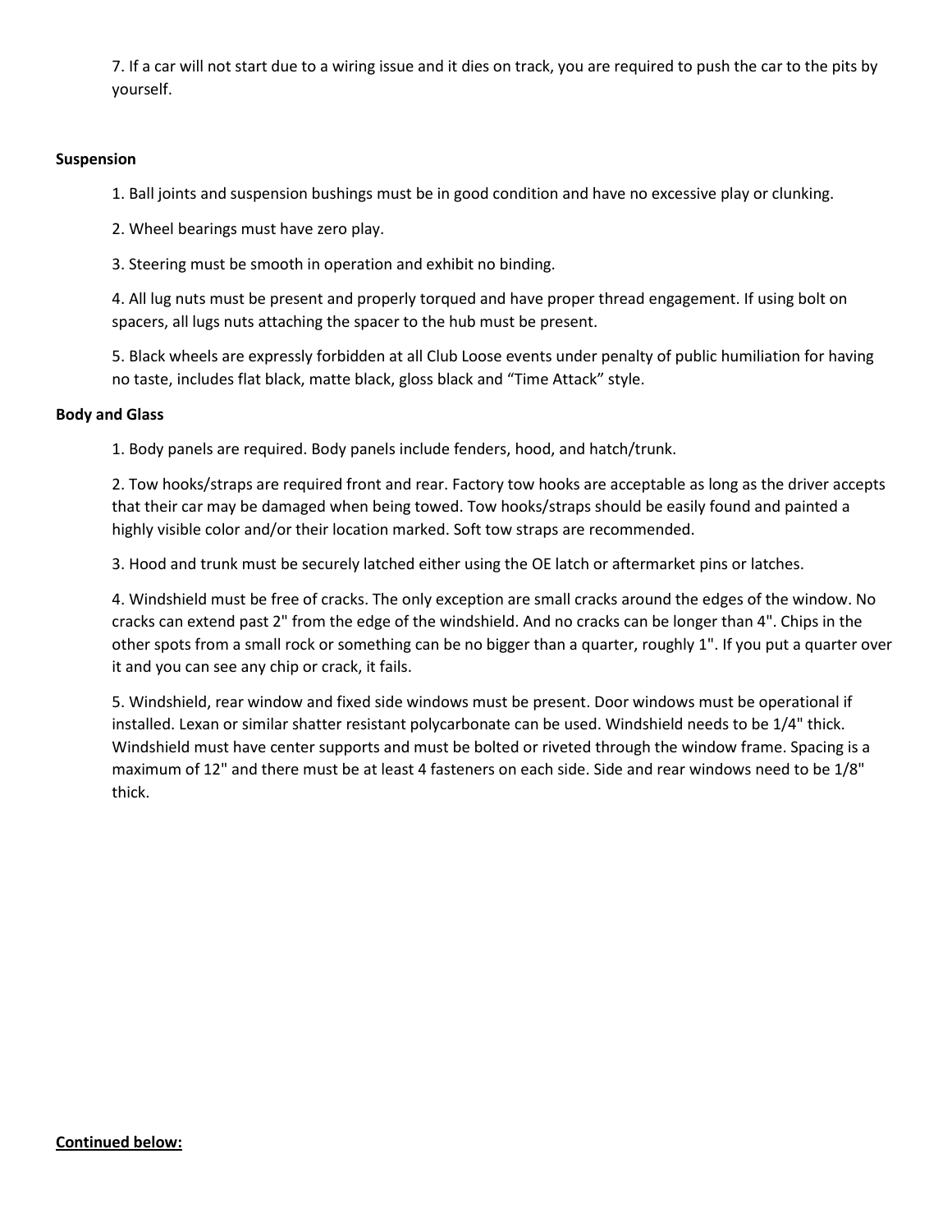7. If a car will not start due to a wiring issue and it dies on track, you are required to push the car to the pits by yourself.

**Suspension**

1. Ball joints and suspension bushings must be in good condition and have no excessive play or clunking.

2. Wheel bearings must have zero play.

3. Steering must be smooth in operation and exhibit no binding.

4. All lug nuts must be present and properly torqued and have proper thread engagement. If using bolt on spacers, all lugs nuts attaching the spacer to the hub must be present.

5. Black wheels are expressly forbidden at all Club Loose events under penalty of public humiliation for having no taste, includes flat black, matte black, gloss black and "Time Attack" style.

**Body and Glass**

1. Body panels are required. Body panels include fenders, hood, and hatch/trunk.

2. Tow hooks/straps are required front and rear. Factory tow hooks are acceptable as long as the driver accepts that their car may be damaged when being towed. Tow hooks/straps should be easily found and painted a highly visible color and/or their location marked. Soft tow straps are recommended.

3. Hood and trunk must be securely latched either using the OE latch or aftermarket pins or latches.

4. Windshield must be free of cracks. The only exception are small cracks around the edges of the window. No cracks can extend past 2" from the edge of the windshield. And no cracks can be longer than 4". Chips in the other spots from a small rock or something can be no bigger than a quarter, roughly 1". If you put a quarter over it and you can see any chip or crack, it fails.

5. Windshield, rear window and fixed side windows must be present. Door windows must be operational if installed. Lexan or similar shatter resistant polycarbonate can be used. Windshield needs to be 1/4" thick. Windshield must have center supports and must be bolted or riveted through the window frame. Spacing is a maximum of 12" and there must be at least 4 fasteners on each side. Side and rear windows need to be 1/8" thick.

**<u>Continued below:</u>**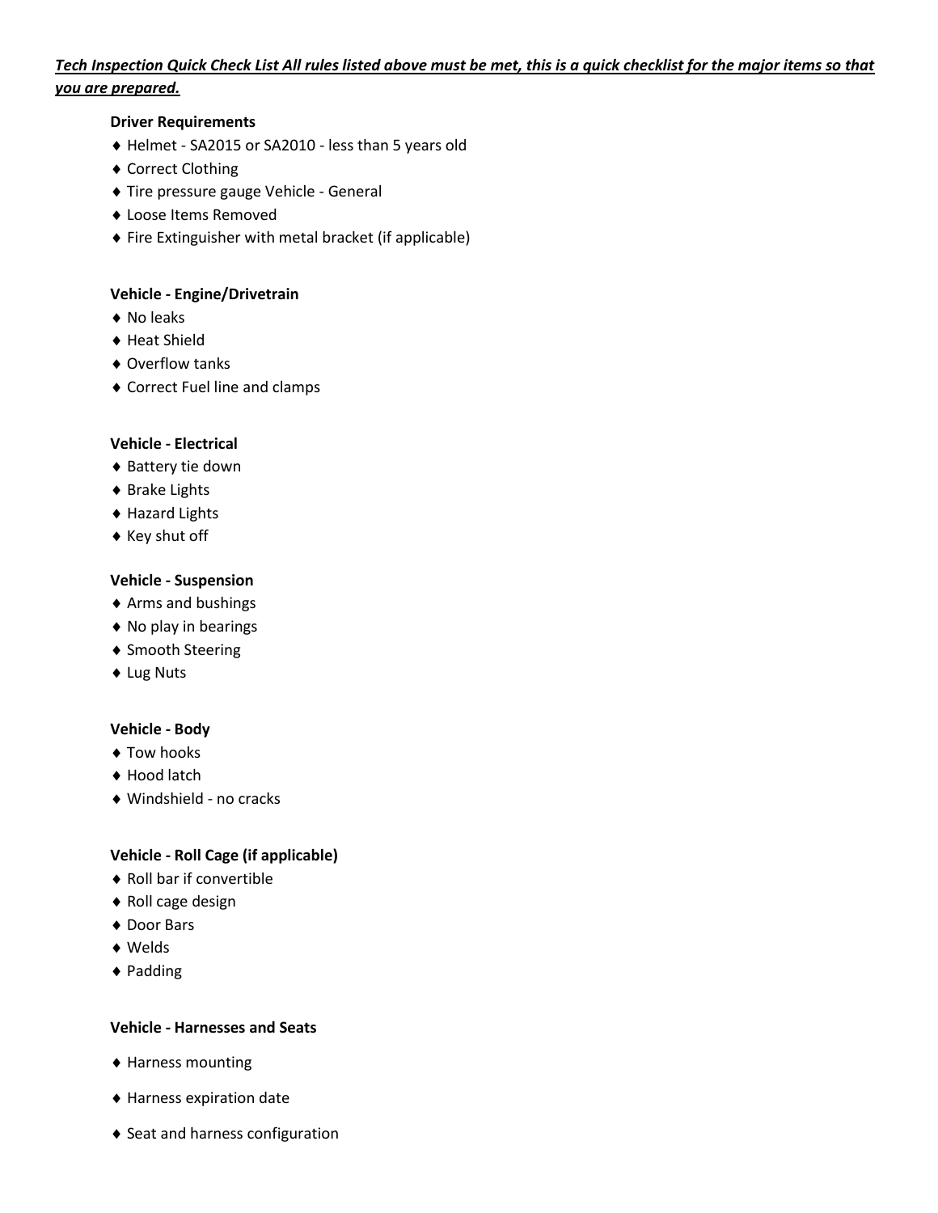***<u>Tech Inspection Quick Check List All rules listed above must be met, this is a quick checklist for the major items so that you are prepared.</u>***

**Driver Requirements**

- ♦ Helmet - SA2015 or SA2010 - less than 5 years old
- ♦ Correct Clothing
- ♦ Tire pressure gauge Vehicle - General
- ♦ Loose Items Removed
- ♦ Fire Extinguisher with metal bracket (if applicable)

**Vehicle - Engine/Drivetrain**

- ♦ No leaks
- ♦ Heat Shield
- ♦ Overflow tanks
- ♦ Correct Fuel line and clamps

**Vehicle - Electrical**

- ♦ Battery tie down
- ♦ Brake Lights
- ♦ Hazard Lights
- ♦ Key shut off

**Vehicle - Suspension**

- ♦ Arms and bushings
- ♦ No play in bearings
- ♦ Smooth Steering
- ♦ Lug Nuts

**Vehicle - Body**

- ♦ Tow hooks
- ♦ Hood latch
- ♦ Windshield - no cracks

**Vehicle - Roll Cage (if applicable)**

- ♦ Roll bar if convertible
- ♦ Roll cage design
- ♦ Door Bars
- ♦ Welds
- ♦ Padding

**Vehicle - Harnesses and Seats**

- ♦ Harness mounting
- ♦ Harness expiration date
- ♦ Seat and harness configuration